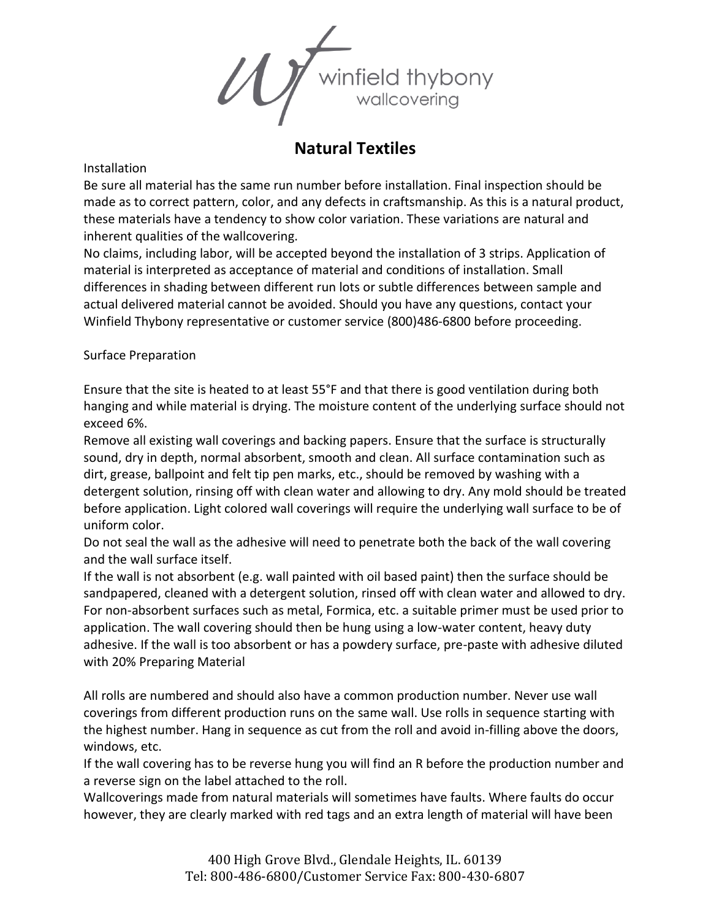# Natural Textiles

Installation

Be sure all material has the same run number before installation. Final inspection should be made as to correct pattern, color, and any defects in craftsmanship. As this is a natural product, these materials have a tendency to show color variation. These variations are natural and inherent qualities of the wallcovering.

No claims, including labor, will be accepted beyond the installation of 3 strips. Application of material is interpreted as acceptance of material and conditions of installation. Small differences in shading between different run lots or subtle differences between sample and actual delivered material cannot be avoided. Should you have any questions, contact your Winfield Thybony representative or customer service (800)486-6800 before proceeding.

Surface Preparation

Ensure that the site is heated to at least 55°F and that there is good ventilation during both hanging and while material is drying. The moisture content of the underlying surface should not exceed 6%.

Remove all existing wall coverings and backing papers. Ensure that the surface is structurally sound, dry in depth, normal absorbent, smooth and clean. All surface contamination such as dirt, grease, ballpoint and felt tip pen marks, etc., should be removed by washing with a detergent solution, rinsing off with clean water and allowing to dry. Any mold should be treated before application. Light colored wall coverings will require the underlying wall surface to be of uniform color.

Do not seal the wall as the adhesive will need to penetrate both the back of the wall covering and the wall surface itself.

If the wall is not absorbent (e.g. wall painted with oil based paint) then the surface should be sandpapered, cleaned with a detergent solution, rinsed off with clean water and allowed to dry. For non-absorbent surfaces such as metal, Formica, etc. a suitable primer must be used prior to application. The wall covering should then be hung using a low-water content, heavy duty adhesive. If the wall is too absorbent or has a powdery surface, pre-paste with adhesive diluted with 20% Preparing Material

All rolls are numbered and should also have a common production number. Never use wall coverings from different production runs on the same wall. Use rolls in sequence starting with the highest number. Hang in sequence as cut from the roll and avoid in-filling above the doors, windows, etc.

If the wall covering has to be reverse hung you will find an R before the production number and a reverse sign on the label attached to the roll.

Wallcoverings made from natural materials will sometimes have faults. Where faults do occur however, they are clearly marked with red tags and an extra length of material will have been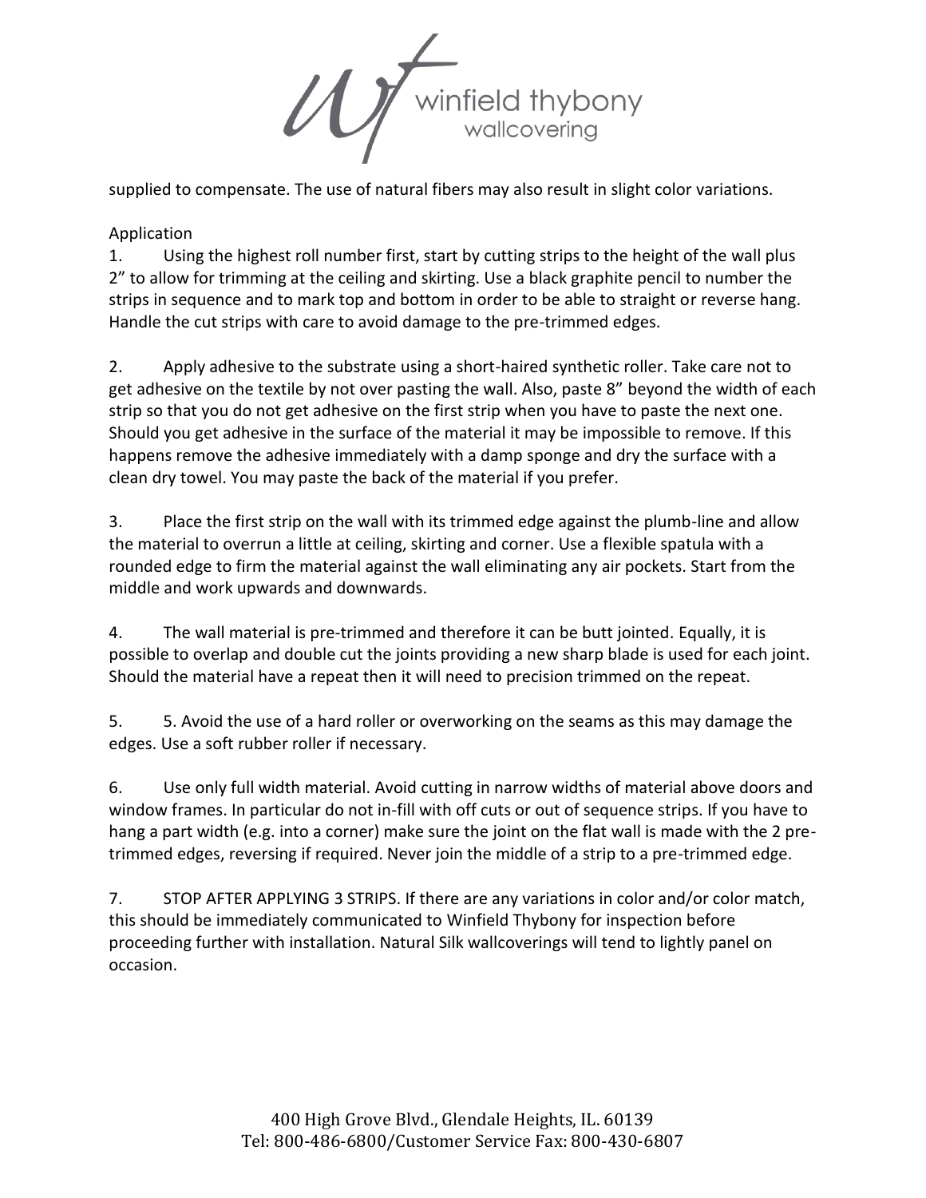supplied to compensate. The use of natural fibers may also result in slight color variations.

## Application

1. Using the highest roll number first, start by cutting strips to the height of the wall plus 2" to allow for trimming at the ceiling and skirting. Use a black graphite pencil to number the strips in sequence and to mark top and bottom in order to be able to straight or reverse hang. Handle the cut strips with care to avoid damage to the pre-trimmed edges.

2. Apply adhesive to the substrate using a short-haired synthetic roller. Take care not to get adhesive on the textile by not over pasting the wall. Also, paste 8" beyond the width of each strip so that you do not get adhesive on the first strip when you have to paste the next one. Should you get adhesive in the surface of the material it may be impossible to remove. If this happens remove the adhesive immediately with a damp sponge and dry the surface with a clean dry towel. You may paste the back of the material if you prefer.

3. Place the first strip on the wall with its trimmed edge against the plumb-line and allow the material to overrun a little at ceiling, skirting and corner. Use a flexible spatula with a rounded edge to firm the material against the wall eliminating any air pockets. Start from the middle and work upwards and downwards.

4. The wall material is pre-trimmed and therefore it can be butt jointed. Equally, it is possible to overlap and double cut the joints providing a new sharp blade is used for each joint. Should the material have a repeat then it will need to precision trimmed on the repeat.

5. 5. Avoid the use of a hard roller or overworking on the seams as this may damage the edges. Use a soft rubber roller if necessary.

6. Use only full width material. Avoid cutting in narrow widths of material above doors and window frames. In particular do not in-fill with off cuts or out of sequence strips. If you have to hang a part width (e.g. into a corner) make sure the joint on the flat wall is made with the 2 pre-trimmed edges, reversing if required. Never join the middle of a strip to a pre-trimmed edge.

7. STOP AFTER APPLYING 3 STRIPS. If there are any variations in color and/or color match, this should be immediately communicated to Winfield Thybony for inspection before proceeding further with installation. Natural Silk wallcoverings will tend to lightly panel on occasion.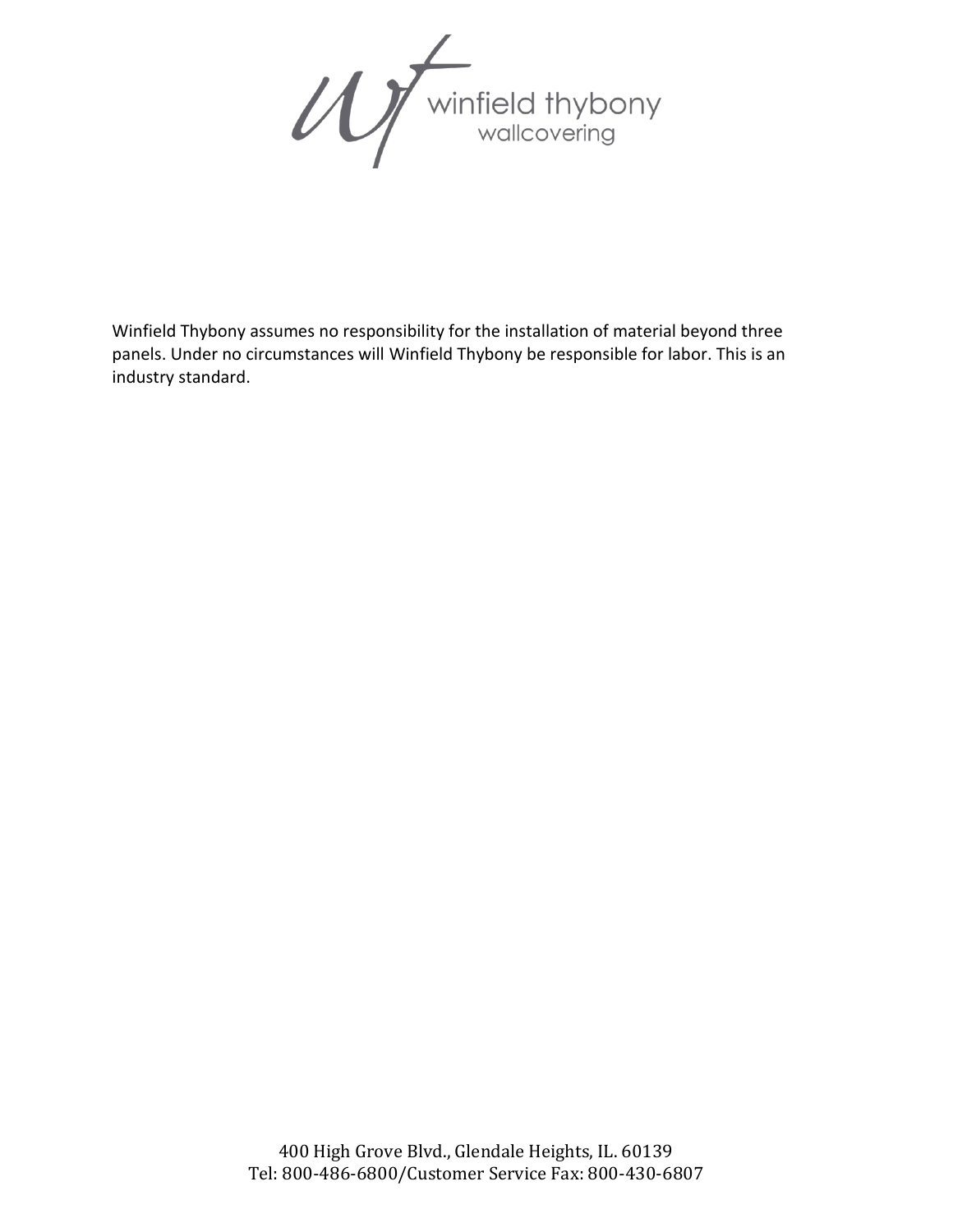winfield thybony
wallcovering

Winfield Thybony assumes no responsibility for the installation of material beyond three panels. Under no circumstances will Winfield Thybony be responsible for labor. This is an industry standard.

400 High Grove Blvd., Glendale Heights, IL. 60139
Tel: 800-486-6800/Customer Service Fax: 800-430-6807